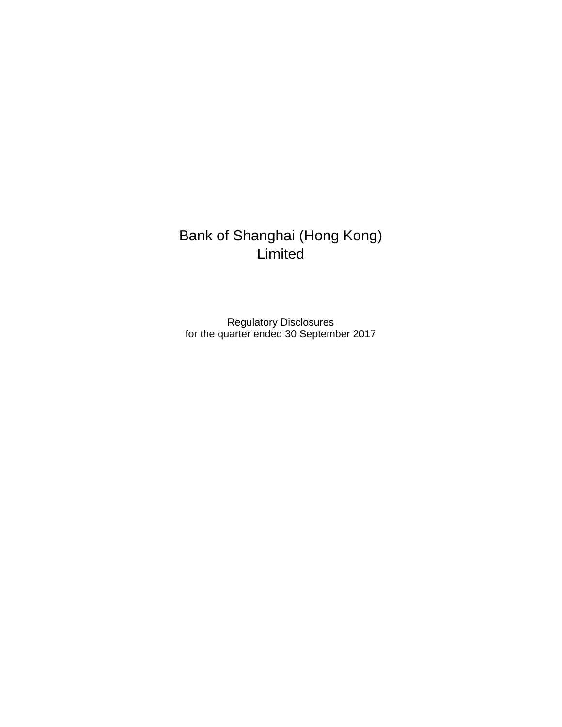# Bank of Shanghai (Hong Kong) Limited

Regulatory Disclosures
for the quarter ended 30 September 2017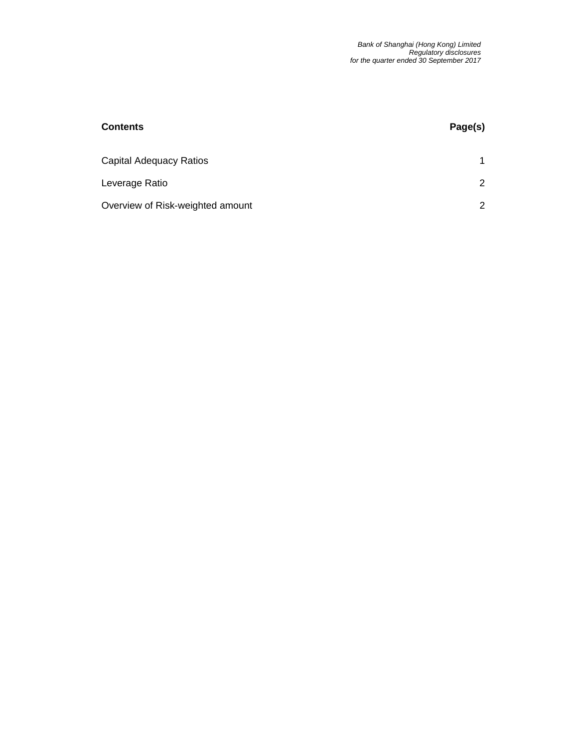| Contents | Page(s) |
| --- | --- |
| Capital Adequacy Ratios | 1 |
| Leverage Ratio | 2 |
| Overview of Risk-weighted amount | 2 |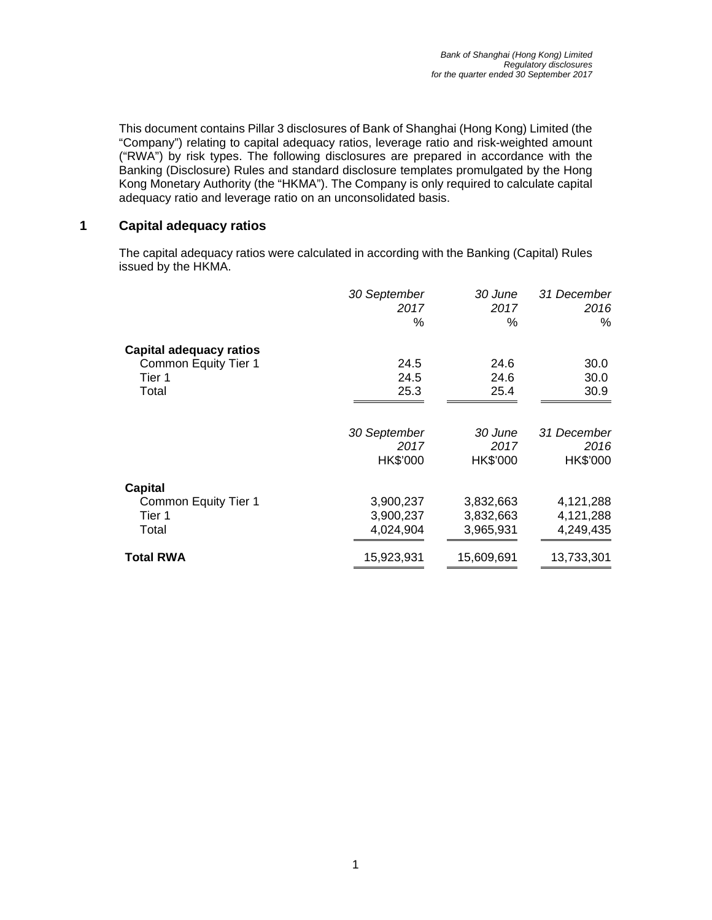This document contains Pillar 3 disclosures of Bank of Shanghai (Hong Kong) Limited (the "Company") relating to capital adequacy ratios, leverage ratio and risk-weighted amount ("RWA") by risk types. The following disclosures are prepared in accordance with the Banking (Disclosure) Rules and standard disclosure templates promulgated by the Hong Kong Monetary Authority (the "HKMA"). The Company is only required to calculate capital adequacy ratio and leverage ratio on an unconsolidated basis.

## 1 Capital adequacy ratios

The capital adequacy ratios were calculated in according with the Banking (Capital) Rules issued by the HKMA.

| | *30 September 2017* % | *30 June 2017* % | *31 December 2016* % |
|---|---|---|---|
| **Capital adequacy ratios** | | | |
| Common Equity Tier 1 | 24.5 | 24.6 | 30.0 |
| Tier 1 | 24.5 | 24.6 | 30.0 |
| Total | 25.3 | 25.4 | 30.9 |

| | *30 September 2017* HK$'000 | *30 June 2017* HK$'000 | *31 December 2016* HK$'000 |
|---|---|---|---|
| **Capital** | | | |
| Common Equity Tier 1 | 3,900,237 | 3,832,663 | 4,121,288 |
| Tier 1 | 3,900,237 | 3,832,663 | 4,121,288 |
| Total | 4,024,904 | 3,965,931 | 4,249,435 |
| **Total RWA** | 15,923,931 | 15,609,691 | 13,733,301 |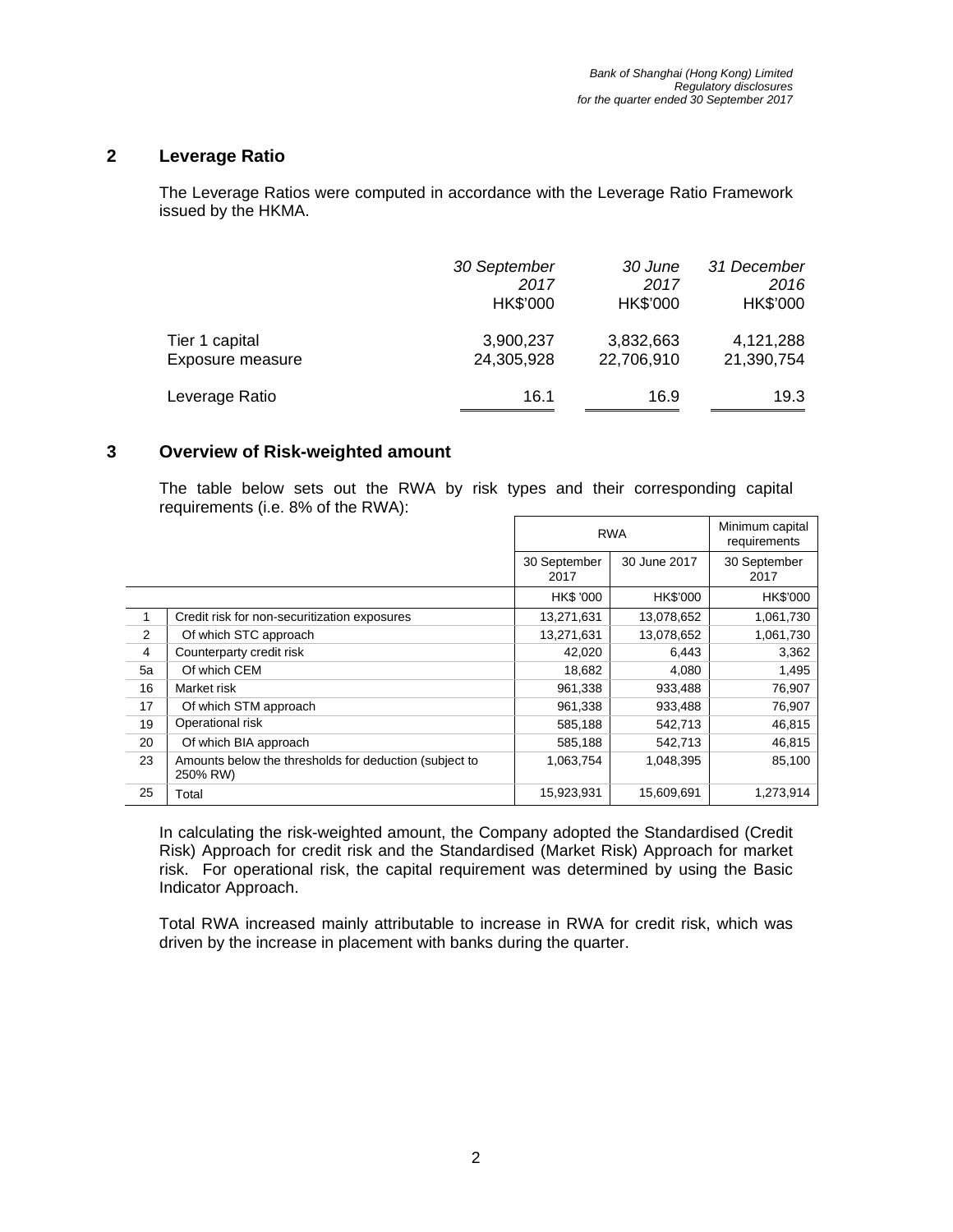## 2 Leverage Ratio

The Leverage Ratios were computed in accordance with the Leverage Ratio Framework issued by the HKMA.

| | *30 September 2017* HK$'000 | *30 June 2017* HK$'000 | *31 December 2016* HK$'000 |
|---|---|---|---|
| Tier 1 capital | 3,900,237 | 3,832,663 | 4,121,288 |
| Exposure measure | 24,305,928 | 22,706,910 | 21,390,754 |
| Leverage Ratio | 16.1 | 16.9 | 19.3 |

## 3 Overview of Risk-weighted amount

The table below sets out the RWA by risk types and their corresponding capital requirements (i.e. 8% of the RWA):

| | | RWA | | Minimum capital requirements |
|---|---|---|---|---|
| | | 30 September 2017 | 30 June 2017 | 30 September 2017 |
| | | HK$ '000 | HK$'000 | HK$'000 |
| 1 | Credit risk for non-securitization exposures | 13,271,631 | 13,078,652 | 1,061,730 |
| 2 | Of which STC approach | 13,271,631 | 13,078,652 | 1,061,730 |
| 4 | Counterparty credit risk | 42,020 | 6,443 | 3,362 |
| 5a | Of which CEM | 18,682 | 4,080 | 1,495 |
| 16 | Market risk | 961,338 | 933,488 | 76,907 |
| 17 | Of which STM approach | 961,338 | 933,488 | 76,907 |
| 19 | Operational risk | 585,188 | 542,713 | 46,815 |
| 20 | Of which BIA approach | 585,188 | 542,713 | 46,815 |
| 23 | Amounts below the thresholds for deduction (subject to 250% RW) | 1,063,754 | 1,048,395 | 85,100 |
| 25 | Total | 15,923,931 | 15,609,691 | 1,273,914 |

In calculating the risk-weighted amount, the Company adopted the Standardised (Credit Risk) Approach for credit risk and the Standardised (Market Risk) Approach for market risk. For operational risk, the capital requirement was determined by using the Basic Indicator Approach.

Total RWA increased mainly attributable to increase in RWA for credit risk, which was driven by the increase in placement with banks during the quarter.